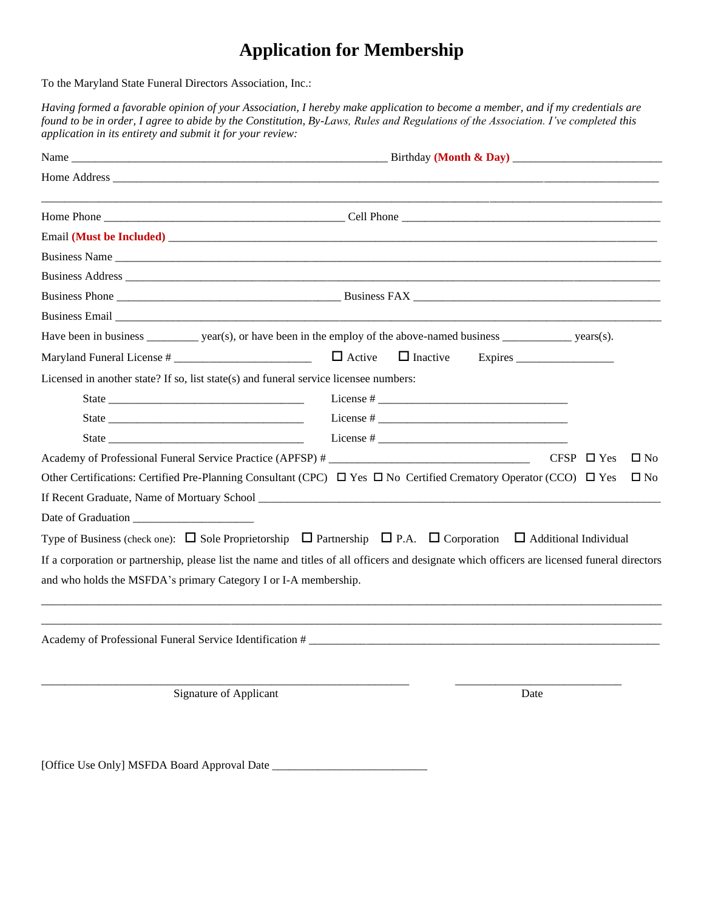# Application for Membership

To the Maryland State Funeral Directors Association, Inc.:

*Having formed a favorable opinion of your Association, I hereby make application to become a member, and if my credentials are found to be in order, I agree to abide by the Constitution, By-Laws, Rules and Regulations of the Association. I've completed this application in its entirety and submit it for your review:*

Name ______________________________________________________ Birthday **(Month & Day)** _________________________

Home Address ________________________________________________________________________________________

_____________________________________________________________________________________________________

Home Phone _________________________________________ Cell Phone ____________________________________________

Email **(Must be Included)** _______________________________________________________________________________

Business Name _______________________________________________________________________________________

Business Address _____________________________________________________________________________________

Business Phone ______________________________________ Business FAX __________________________________________

Business Email _______________________________________________________________________________________

Have been in business _________ year(s), or have been in the employ of the above-named business ____________ years(s).

Maryland Funeral License # ________________________ ☐ Active ☐ Inactive Expires ________________

Licensed in another state? If so, list state(s) and funeral service licensee numbers:

State _________________________________ License # ________________________________

State _________________________________ License # ________________________________

State _________________________________ License # ________________________________

Academy of Professional Funeral Service Practice (APFSP) # __________________________________ CFSP ☐ Yes ☐ No

Other Certifications: Certified Pre-Planning Consultant (CPC) ☐ Yes ☐ No Certified Crematory Operator (CCO) ☐ Yes ☐ No

If Recent Graduate, Name of Mortuary School _______________________________________________________________

Date of Graduation ____________________

Type of Business (check one): ☐ Sole Proprietorship ☐ Partnership ☐ P.A. ☐ Corporation ☐ Additional Individual

If a corporation or partnership, please list the name and titles of all officers and designate which officers are licensed funeral directors and who holds the MSFDA's primary Category I or I-A membership.

_____________________________________________________________________________________________________

_____________________________________________________________________________________________________

Academy of Professional Funeral Service Identification # ______________________________________________________

______________________________________________________ ____________________________

Signature of Applicant Date

[Office Use Only] MSFDA Board Approval Date __________________________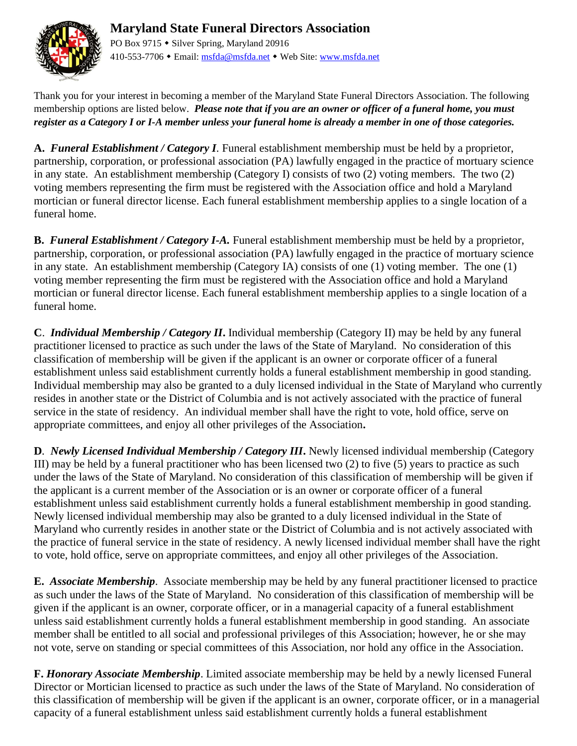# Maryland State Funeral Directors Association

PO Box 9715 ◆ Silver Spring, Maryland 20916
410-553-7706 ◆ Email: msfda@msfda.net ◆ Web Site: www.msfda.net

Thank you for your interest in becoming a member of the Maryland State Funeral Directors Association. The following membership options are listed below. ***Please note that if you are an owner or officer of a funeral home, you must register as a Category I or I-A member unless your funeral home is already a member in one of those categories.***

**A.** ***Funeral Establishment / Category I***. Funeral establishment membership must be held by a proprietor, partnership, corporation, or professional association (PA) lawfully engaged in the practice of mortuary science in any state. An establishment membership (Category I) consists of two (2) voting members. The two (2) voting members representing the firm must be registered with the Association office and hold a Maryland mortician or funeral director license. Each funeral establishment membership applies to a single location of a funeral home.

**B.** ***Funeral Establishment / Category I-A.*** Funeral establishment membership must be held by a proprietor, partnership, corporation, or professional association (PA) lawfully engaged in the practice of mortuary science in any state. An establishment membership (Category IA) consists of one (1) voting member. The one (1) voting member representing the firm must be registered with the Association office and hold a Maryland mortician or funeral director license. Each funeral establishment membership applies to a single location of a funeral home.

**C**. ***Individual Membership / Category II*.** Individual membership (Category II) may be held by any funeral practitioner licensed to practice as such under the laws of the State of Maryland. No consideration of this classification of membership will be given if the applicant is an owner or corporate officer of a funeral establishment unless said establishment currently holds a funeral establishment membership in good standing. Individual membership may also be granted to a duly licensed individual in the State of Maryland who currently resides in another state or the District of Columbia and is not actively associated with the practice of funeral service in the state of residency. An individual member shall have the right to vote, hold office, serve on appropriate committees, and enjoy all other privileges of the Association**.**

**D**. ***Newly Licensed Individual Membership / Category III*.** Newly licensed individual membership (Category III) may be held by a funeral practitioner who has been licensed two (2) to five (5) years to practice as such under the laws of the State of Maryland. No consideration of this classification of membership will be given if the applicant is a current member of the Association or is an owner or corporate officer of a funeral establishment unless said establishment currently holds a funeral establishment membership in good standing. Newly licensed individual membership may also be granted to a duly licensed individual in the State of Maryland who currently resides in another state or the District of Columbia and is not actively associated with the practice of funeral service in the state of residency. A newly licensed individual member shall have the right to vote, hold office, serve on appropriate committees, and enjoy all other privileges of the Association.

**E.** ***Associate Membership***. Associate membership may be held by any funeral practitioner licensed to practice as such under the laws of the State of Maryland. No consideration of this classification of membership will be given if the applicant is an owner, corporate officer, or in a managerial capacity of a funeral establishment unless said establishment currently holds a funeral establishment membership in good standing. An associate member shall be entitled to all social and professional privileges of this Association; however, he or she may not vote, serve on standing or special committees of this Association, nor hold any office in the Association.

**F.** ***Honorary Associate Membership***. Limited associate membership may be held by a newly licensed Funeral Director or Mortician licensed to practice as such under the laws of the State of Maryland. No consideration of this classification of membership will be given if the applicant is an owner, corporate officer, or in a managerial capacity of a funeral establishment unless said establishment currently holds a funeral establishment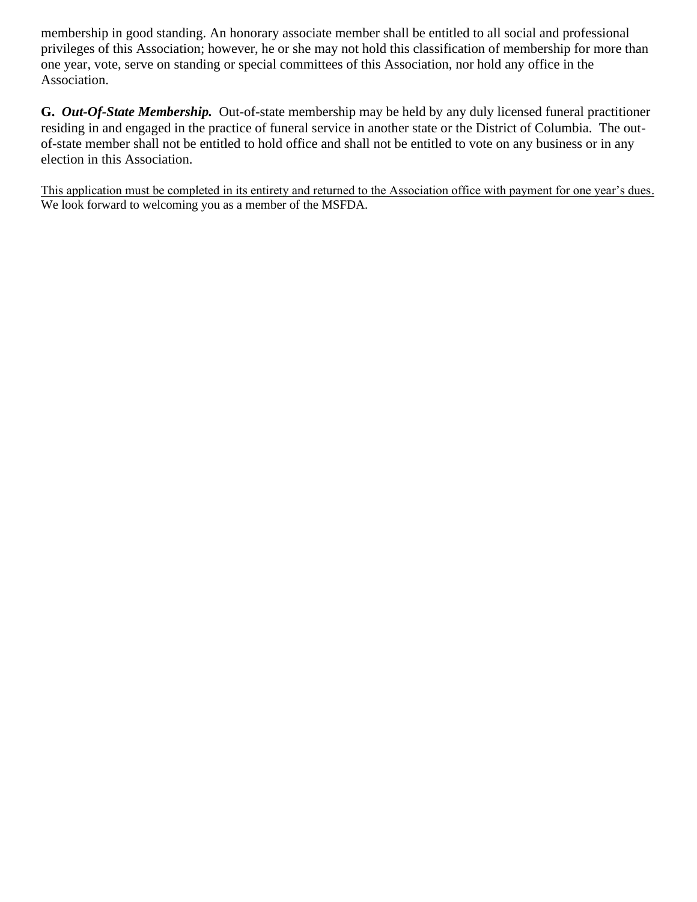membership in good standing. An honorary associate member shall be entitled to all social and professional privileges of this Association; however, he or she may not hold this classification of membership for more than one year, vote, serve on standing or special committees of this Association, nor hold any office in the Association.

**G.** ***Out-Of-State Membership.*** Out-of-state membership may be held by any duly licensed funeral practitioner residing in and engaged in the practice of funeral service in another state or the District of Columbia. The out-of-state member shall not be entitled to hold office and shall not be entitled to vote on any business or in any election in this Association.

<u>This application must be completed in its entirety and returned to the Association office with payment for one year's dues.</u>
We look forward to welcoming you as a member of the MSFDA.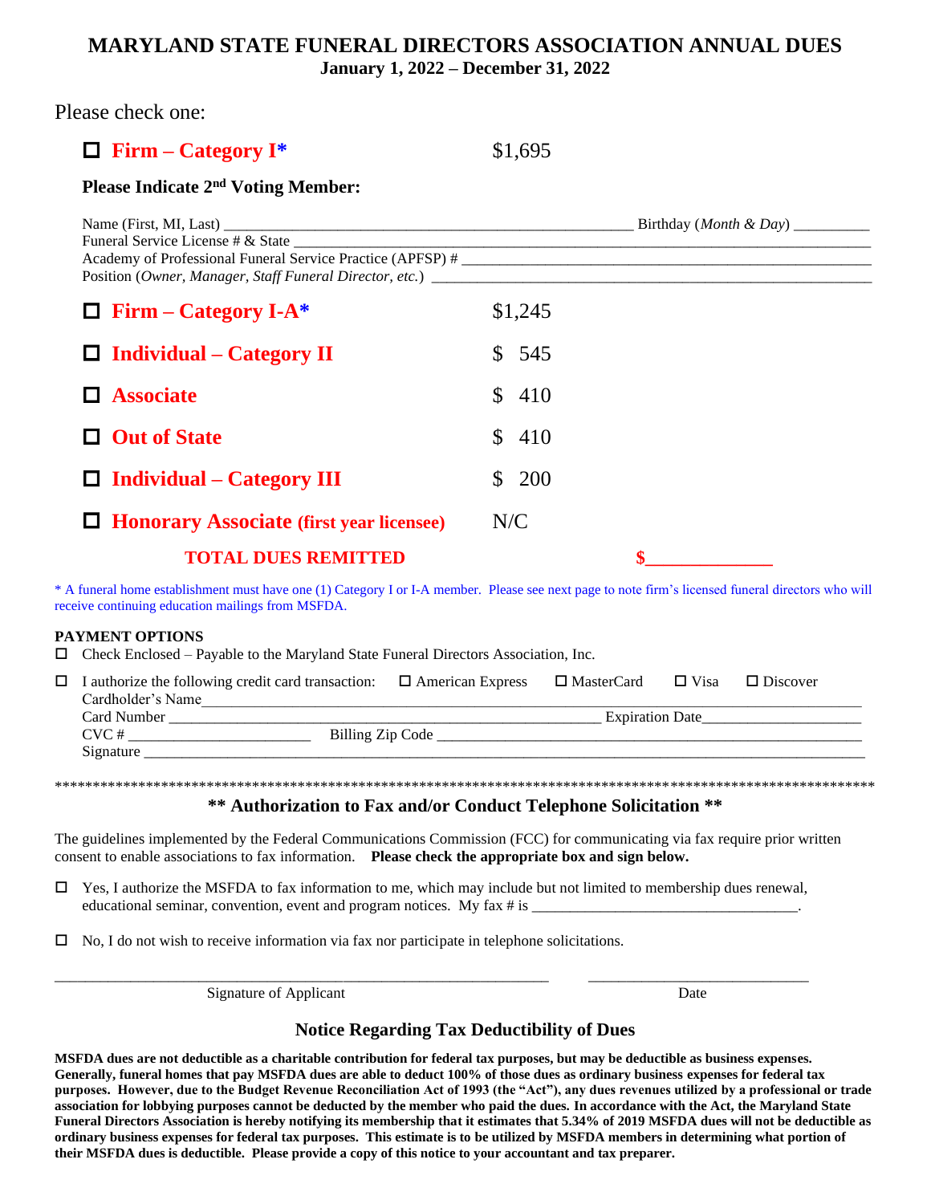# MARYLAND STATE FUNERAL DIRECTORS ASSOCIATION ANNUAL DUES

**January 1, 2022 – December 31, 2022**

Please check one:

☐ **Firm – Category I*** $1,695

**Please Indicate 2nd Voting Member:**

Name (First, MI, Last) ____________________ Birthday (*Month & Day*) __________
Funeral Service License # & State ____________________
Academy of Professional Funeral Service Practice (APFSP) # ____________________
Position (*Owner, Manager, Staff Funeral Director, etc.*) ____________________

☐ **Firm – Category I-A*** $1,245

☐ **Individual – Category II** $ 545

☐ **Associate** $ 410

☐ **Out of State** $ 410

☐ **Individual – Category III** $ 200

☐ **Honorary Associate (first year licensee)** N/C

**TOTAL DUES REMITTED** **$______________**

* A funeral home establishment must have one (1) Category I or I-A member. Please see next page to note firm's licensed funeral directors who will receive continuing education mailings from MSFDA.

**PAYMENT OPTIONS**

☐ Check Enclosed – Payable to the Maryland State Funeral Directors Association, Inc.

☐ I authorize the following credit card transaction: ☐ American Express ☐ MasterCard ☐ Visa ☐ Discover
Cardholder's Name ____________________
Card Number ____________________ Expiration Date ____________________
CVC # ____________________ Billing Zip Code ____________________
Signature ____________________

***************************************************************************************************

## ** Authorization to Fax and/or Conduct Telephone Solicitation **

The guidelines implemented by the Federal Communications Commission (FCC) for communicating via fax require prior written consent to enable associations to fax information. **Please check the appropriate box and sign below.**

☐ Yes, I authorize the MSFDA to fax information to me, which may include but not limited to membership dues renewal, educational seminar, convention, event and program notices. My fax # is ____________________.

☐ No, I do not wish to receive information via fax nor participate in telephone solicitations.

____________________ ____________________
Signature of Applicant Date

## Notice Regarding Tax Deductibility of Dues

**MSFDA dues are not deductible as a charitable contribution for federal tax purposes, but may be deductible as business expenses. Generally, funeral homes that pay MSFDA dues are able to deduct 100% of those dues as ordinary business expenses for federal tax purposes. However, due to the Budget Revenue Reconciliation Act of 1993 (the "Act"), any dues revenues utilized by a professional or trade association for lobbying purposes cannot be deducted by the member who paid the dues. In accordance with the Act, the Maryland State Funeral Directors Association is hereby notifying its membership that it estimates that 5.34% of 2019 MSFDA dues will not be deductible as ordinary business expenses for federal tax purposes. This estimate is to be utilized by MSFDA members in determining what portion of their MSFDA dues is deductible. Please provide a copy of this notice to your accountant and tax preparer.**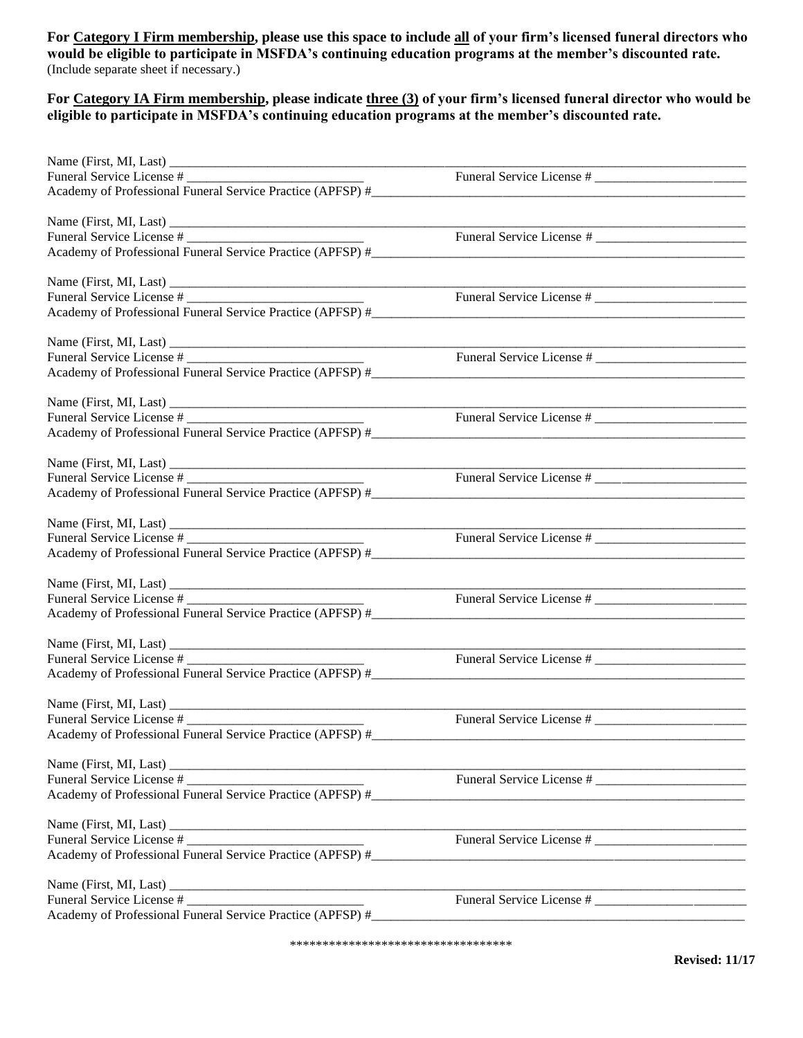**For <u>Category I Firm membership</u>, please use this space to include <u>all</u> of your firm's licensed funeral directors who would be eligible to participate in MSFDA's continuing education programs at the member's discounted rate.** (Include separate sheet if necessary.)

**For <u>Category IA Firm membership</u>, please indicate <u>three (3)</u> of your firm's licensed funeral director who would be eligible to participate in MSFDA's continuing education programs at the member's discounted rate.**

Name (First, MI, Last) ______________________________________________________________
Funeral Service License # ___________________________ Funeral Service License # _______________________
Academy of Professional Funeral Service Practice (APFSP) #__________________________________________

Name (First, MI, Last) ______________________________________________________________
Funeral Service License # ___________________________ Funeral Service License # _______________________
Academy of Professional Funeral Service Practice (APFSP) #__________________________________________

Name (First, MI, Last) ______________________________________________________________
Funeral Service License # ___________________________ Funeral Service License # _______________________
Academy of Professional Funeral Service Practice (APFSP) #__________________________________________

Name (First, MI, Last) ______________________________________________________________
Funeral Service License # ___________________________ Funeral Service License # _______________________
Academy of Professional Funeral Service Practice (APFSP) #__________________________________________

Name (First, MI, Last) ______________________________________________________________
Funeral Service License # ___________________________ Funeral Service License # _______________________
Academy of Professional Funeral Service Practice (APFSP) #__________________________________________

Name (First, MI, Last) ______________________________________________________________
Funeral Service License # ___________________________ Funeral Service License # _______________________
Academy of Professional Funeral Service Practice (APFSP) #__________________________________________

Name (First, MI, Last) ______________________________________________________________
Funeral Service License # ___________________________ Funeral Service License # _______________________
Academy of Professional Funeral Service Practice (APFSP) #__________________________________________

Name (First, MI, Last) ______________________________________________________________
Funeral Service License # ___________________________ Funeral Service License # _______________________
Academy of Professional Funeral Service Practice (APFSP) #__________________________________________

Name (First, MI, Last) ______________________________________________________________
Funeral Service License # ___________________________ Funeral Service License # _______________________
Academy of Professional Funeral Service Practice (APFSP) #__________________________________________

Name (First, MI, Last) ______________________________________________________________
Funeral Service License # ___________________________ Funeral Service License # _______________________
Academy of Professional Funeral Service Practice (APFSP) #__________________________________________

Name (First, MI, Last) ______________________________________________________________
Funeral Service License # ___________________________ Funeral Service License # _______________________
Academy of Professional Funeral Service Practice (APFSP) #__________________________________________

Name (First, MI, Last) ______________________________________________________________
Funeral Service License # ___________________________ Funeral Service License # _______________________
Academy of Professional Funeral Service Practice (APFSP) #__________________________________________

Name (First, MI, Last) ______________________________________________________________
Funeral Service License # ___________________________ Funeral Service License # _______________________
Academy of Professional Funeral Service Practice (APFSP) #__________________________________________

*********************************

**Revised: 11/17**